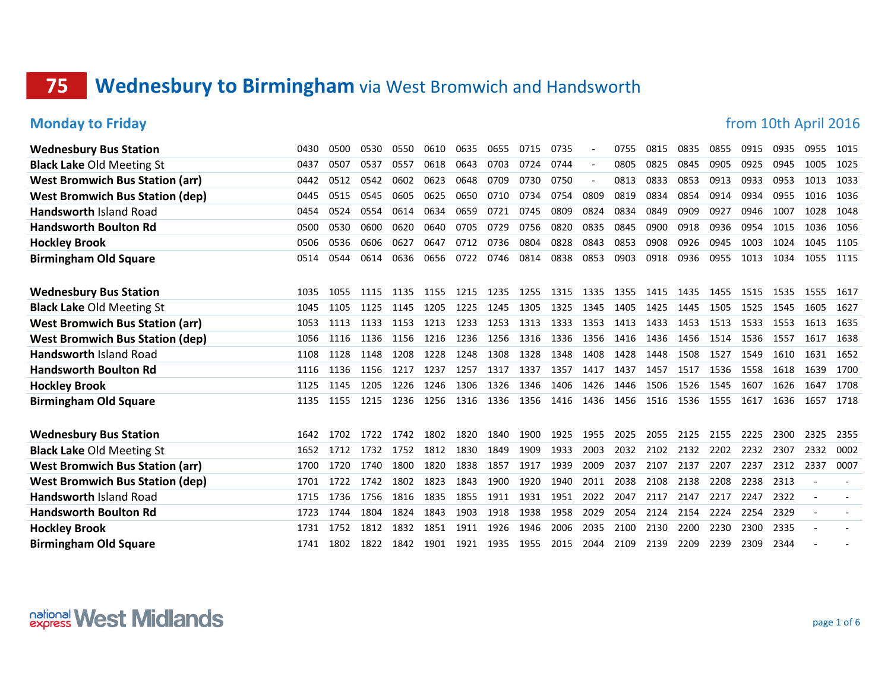# 75 Wednesbury to Birmingham via West Bromwich and Handsworth

## Monday to Friday

from 10th April 2016

| | | | | | | | | | | | | | | | | | | |
|---|---|---|---|---|---|---|---|---|---|---|---|---|---|---|---|---|---|---|
| **Wednesbury Bus Station** | 0430 | 0500 | 0530 | 0550 | 0610 | 0635 | 0655 | 0715 | 0735 | - | 0755 | 0815 | 0835 | 0855 | 0915 | 0935 | 0955 | 1015 |
| **Black Lake** Old Meeting St | 0437 | 0507 | 0537 | 0557 | 0618 | 0643 | 0703 | 0724 | 0744 | - | 0805 | 0825 | 0845 | 0905 | 0925 | 0945 | 1005 | 1025 |
| **West Bromwich Bus Station (arr)** | 0442 | 0512 | 0542 | 0602 | 0623 | 0648 | 0709 | 0730 | 0750 | - | 0813 | 0833 | 0853 | 0913 | 0933 | 0953 | 1013 | 1033 |
| **West Bromwich Bus Station (dep)** | 0445 | 0515 | 0545 | 0605 | 0625 | 0650 | 0710 | 0734 | 0754 | 0809 | 0819 | 0834 | 0854 | 0914 | 0934 | 0955 | 1016 | 1036 |
| **Handsworth** Island Road | 0454 | 0524 | 0554 | 0614 | 0634 | 0659 | 0721 | 0745 | 0809 | 0824 | 0834 | 0849 | 0909 | 0927 | 0946 | 1007 | 1028 | 1048 |
| **Handsworth Boulton Rd** | 0500 | 0530 | 0600 | 0620 | 0640 | 0705 | 0729 | 0756 | 0820 | 0835 | 0845 | 0900 | 0918 | 0936 | 0954 | 1015 | 1036 | 1056 |
| **Hockley Brook** | 0506 | 0536 | 0606 | 0627 | 0647 | 0712 | 0736 | 0804 | 0828 | 0843 | 0853 | 0908 | 0926 | 0945 | 1003 | 1024 | 1045 | 1105 |
| **Birmingham Old Square** | 0514 | 0544 | 0614 | 0636 | 0656 | 0722 | 0746 | 0814 | 0838 | 0853 | 0903 | 0918 | 0936 | 0955 | 1013 | 1034 | 1055 | 1115 |

| | | | | | | | | | | | | | | | | | | |
|---|---|---|---|---|---|---|---|---|---|---|---|---|---|---|---|---|---|---|
| **Wednesbury Bus Station** | 1035 | 1055 | 1115 | 1135 | 1155 | 1215 | 1235 | 1255 | 1315 | 1335 | 1355 | 1415 | 1435 | 1455 | 1515 | 1535 | 1555 | 1617 |
| **Black Lake** Old Meeting St | 1045 | 1105 | 1125 | 1145 | 1205 | 1225 | 1245 | 1305 | 1325 | 1345 | 1405 | 1425 | 1445 | 1505 | 1525 | 1545 | 1605 | 1627 |
| **West Bromwich Bus Station (arr)** | 1053 | 1113 | 1133 | 1153 | 1213 | 1233 | 1253 | 1313 | 1333 | 1353 | 1413 | 1433 | 1453 | 1513 | 1533 | 1553 | 1613 | 1635 |
| **West Bromwich Bus Station (dep)** | 1056 | 1116 | 1136 | 1156 | 1216 | 1236 | 1256 | 1316 | 1336 | 1356 | 1416 | 1436 | 1456 | 1514 | 1536 | 1557 | 1617 | 1638 |
| **Handsworth** Island Road | 1108 | 1128 | 1148 | 1208 | 1228 | 1248 | 1308 | 1328 | 1348 | 1408 | 1428 | 1448 | 1508 | 1527 | 1549 | 1610 | 1631 | 1652 |
| **Handsworth Boulton Rd** | 1116 | 1136 | 1156 | 1217 | 1237 | 1257 | 1317 | 1337 | 1357 | 1417 | 1437 | 1457 | 1517 | 1536 | 1558 | 1618 | 1639 | 1700 |
| **Hockley Brook** | 1125 | 1145 | 1205 | 1226 | 1246 | 1306 | 1326 | 1346 | 1406 | 1426 | 1446 | 1506 | 1526 | 1545 | 1607 | 1626 | 1647 | 1708 |
| **Birmingham Old Square** | 1135 | 1155 | 1215 | 1236 | 1256 | 1316 | 1336 | 1356 | 1416 | 1436 | 1456 | 1516 | 1536 | 1555 | 1617 | 1636 | 1657 | 1718 |

| | | | | | | | | | | | | | | | | | | |
|---|---|---|---|---|---|---|---|---|---|---|---|---|---|---|---|---|---|---|
| **Wednesbury Bus Station** | 1642 | 1702 | 1722 | 1742 | 1802 | 1820 | 1840 | 1900 | 1925 | 1955 | 2025 | 2055 | 2125 | 2155 | 2225 | 2300 | 2325 | 2355 |
| **Black Lake** Old Meeting St | 1652 | 1712 | 1732 | 1752 | 1812 | 1830 | 1849 | 1909 | 1933 | 2003 | 2032 | 2102 | 2132 | 2202 | 2232 | 2307 | 2332 | 0002 |
| **West Bromwich Bus Station (arr)** | 1700 | 1720 | 1740 | 1800 | 1820 | 1838 | 1857 | 1917 | 1939 | 2009 | 2037 | 2107 | 2137 | 2207 | 2237 | 2312 | 2337 | 0007 |
| **West Bromwich Bus Station (dep)** | 1701 | 1722 | 1742 | 1802 | 1823 | 1843 | 1900 | 1920 | 1940 | 2011 | 2038 | 2108 | 2138 | 2208 | 2238 | 2313 | - | - |
| **Handsworth** Island Road | 1715 | 1736 | 1756 | 1816 | 1835 | 1855 | 1911 | 1931 | 1951 | 2022 | 2047 | 2117 | 2147 | 2217 | 2247 | 2322 | - | - |
| **Handsworth Boulton Rd** | 1723 | 1744 | 1804 | 1824 | 1843 | 1903 | 1918 | 1938 | 1958 | 2029 | 2054 | 2124 | 2154 | 2224 | 2254 | 2329 | - | - |
| **Hockley Brook** | 1731 | 1752 | 1812 | 1832 | 1851 | 1911 | 1926 | 1946 | 2006 | 2035 | 2100 | 2130 | 2200 | 2230 | 2300 | 2335 | - | - |
| **Birmingham Old Square** | 1741 | 1802 | 1822 | 1842 | 1901 | 1921 | 1935 | 1955 | 2015 | 2044 | 2109 | 2139 | 2209 | 2239 | 2309 | 2344 | - | - |

national express West Midlands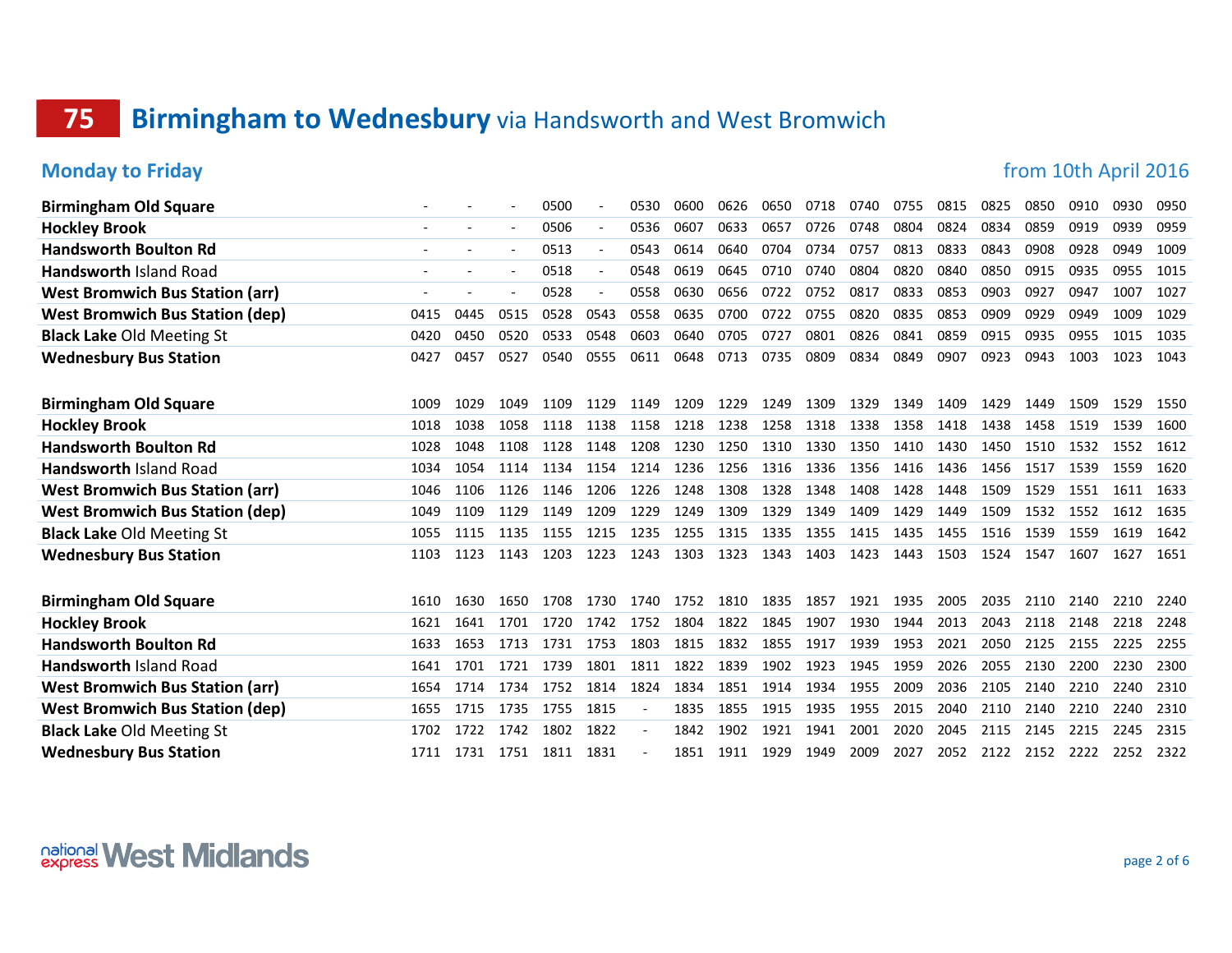# 75 Birmingham to Wednesbury via Handsworth and West Bromwich

## Monday to Friday

from 10th April 2016

| | | | | | | | | | | | | | | | | | | |
|---|---|---|---|---|---|---|---|---|---|---|---|---|---|---|---|---|---|---|
| **Birmingham Old Square** | - | - | - | 0500 | - | 0530 | 0600 | 0626 | 0650 | 0718 | 0740 | 0755 | 0815 | 0825 | 0850 | 0910 | 0930 | 0950 |
| **Hockley Brook** | - | - | - | 0506 | - | 0536 | 0607 | 0633 | 0657 | 0726 | 0748 | 0804 | 0824 | 0834 | 0859 | 0919 | 0939 | 0959 |
| **Handsworth Boulton Rd** | - | - | - | 0513 | - | 0543 | 0614 | 0640 | 0704 | 0734 | 0757 | 0813 | 0833 | 0843 | 0908 | 0928 | 0949 | 1009 |
| **Handsworth** Island Road | - | - | - | 0518 | - | 0548 | 0619 | 0645 | 0710 | 0740 | 0804 | 0820 | 0840 | 0850 | 0915 | 0935 | 0955 | 1015 |
| **West Bromwich Bus Station (arr)** | - | - | - | 0528 | - | 0558 | 0630 | 0656 | 0722 | 0752 | 0817 | 0833 | 0853 | 0903 | 0927 | 0947 | 1007 | 1027 |
| **West Bromwich Bus Station (dep)** | 0415 | 0445 | 0515 | 0528 | 0543 | 0558 | 0635 | 0700 | 0722 | 0755 | 0820 | 0835 | 0853 | 0909 | 0929 | 0949 | 1009 | 1029 |
| **Black Lake** Old Meeting St | 0420 | 0450 | 0520 | 0533 | 0548 | 0603 | 0640 | 0705 | 0727 | 0801 | 0826 | 0841 | 0859 | 0915 | 0935 | 0955 | 1015 | 1035 |
| **Wednesbury Bus Station** | 0427 | 0457 | 0527 | 0540 | 0555 | 0611 | 0648 | 0713 | 0735 | 0809 | 0834 | 0849 | 0907 | 0923 | 0943 | 1003 | 1023 | 1043 |

| | | | | | | | | | | | | | | | | | | |
|---|---|---|---|---|---|---|---|---|---|---|---|---|---|---|---|---|---|---|
| **Birmingham Old Square** | 1009 | 1029 | 1049 | 1109 | 1129 | 1149 | 1209 | 1229 | 1249 | 1309 | 1329 | 1349 | 1409 | 1429 | 1449 | 1509 | 1529 | 1550 |
| **Hockley Brook** | 1018 | 1038 | 1058 | 1118 | 1138 | 1158 | 1218 | 1238 | 1258 | 1318 | 1338 | 1358 | 1418 | 1438 | 1458 | 1519 | 1539 | 1600 |
| **Handsworth Boulton Rd** | 1028 | 1048 | 1108 | 1128 | 1148 | 1208 | 1230 | 1250 | 1310 | 1330 | 1350 | 1410 | 1430 | 1450 | 1510 | 1532 | 1552 | 1612 |
| **Handsworth** Island Road | 1034 | 1054 | 1114 | 1134 | 1154 | 1214 | 1236 | 1256 | 1316 | 1336 | 1356 | 1416 | 1436 | 1456 | 1517 | 1539 | 1559 | 1620 |
| **West Bromwich Bus Station (arr)** | 1046 | 1106 | 1126 | 1146 | 1206 | 1226 | 1248 | 1308 | 1328 | 1348 | 1408 | 1428 | 1448 | 1509 | 1529 | 1551 | 1611 | 1633 |
| **West Bromwich Bus Station (dep)** | 1049 | 1109 | 1129 | 1149 | 1209 | 1229 | 1249 | 1309 | 1329 | 1349 | 1409 | 1429 | 1449 | 1509 | 1532 | 1552 | 1612 | 1635 |
| **Black Lake** Old Meeting St | 1055 | 1115 | 1135 | 1155 | 1215 | 1235 | 1255 | 1315 | 1335 | 1355 | 1415 | 1435 | 1455 | 1516 | 1539 | 1559 | 1619 | 1642 |
| **Wednesbury Bus Station** | 1103 | 1123 | 1143 | 1203 | 1223 | 1243 | 1303 | 1323 | 1343 | 1403 | 1423 | 1443 | 1503 | 1524 | 1547 | 1607 | 1627 | 1651 |

| | | | | | | | | | | | | | | | | | | |
|---|---|---|---|---|---|---|---|---|---|---|---|---|---|---|---|---|---|---|
| **Birmingham Old Square** | 1610 | 1630 | 1650 | 1708 | 1730 | 1740 | 1752 | 1810 | 1835 | 1857 | 1921 | 1935 | 2005 | 2035 | 2110 | 2140 | 2210 | 2240 |
| **Hockley Brook** | 1621 | 1641 | 1701 | 1720 | 1742 | 1752 | 1804 | 1822 | 1845 | 1907 | 1930 | 1944 | 2013 | 2043 | 2118 | 2148 | 2218 | 2248 |
| **Handsworth Boulton Rd** | 1633 | 1653 | 1713 | 1731 | 1753 | 1803 | 1815 | 1832 | 1855 | 1917 | 1939 | 1953 | 2021 | 2050 | 2125 | 2155 | 2225 | 2255 |
| **Handsworth** Island Road | 1641 | 1701 | 1721 | 1739 | 1801 | 1811 | 1822 | 1839 | 1902 | 1923 | 1945 | 1959 | 2026 | 2055 | 2130 | 2200 | 2230 | 2300 |
| **West Bromwich Bus Station (arr)** | 1654 | 1714 | 1734 | 1752 | 1814 | 1824 | 1834 | 1851 | 1914 | 1934 | 1955 | 2009 | 2036 | 2105 | 2140 | 2210 | 2240 | 2310 |
| **West Bromwich Bus Station (dep)** | 1655 | 1715 | 1735 | 1755 | 1815 | - | 1835 | 1855 | 1915 | 1935 | 1955 | 2015 | 2040 | 2110 | 2140 | 2210 | 2240 | 2310 |
| **Black Lake** Old Meeting St | 1702 | 1722 | 1742 | 1802 | 1822 | - | 1842 | 1902 | 1921 | 1941 | 2001 | 2020 | 2045 | 2115 | 2145 | 2215 | 2245 | 2315 |
| **Wednesbury Bus Station** | 1711 | 1731 | 1751 | 1811 | 1831 | - | 1851 | 1911 | 1929 | 1949 | 2009 | 2027 | 2052 | 2122 | 2152 | 2222 | 2252 | 2322 |

national express West Midlands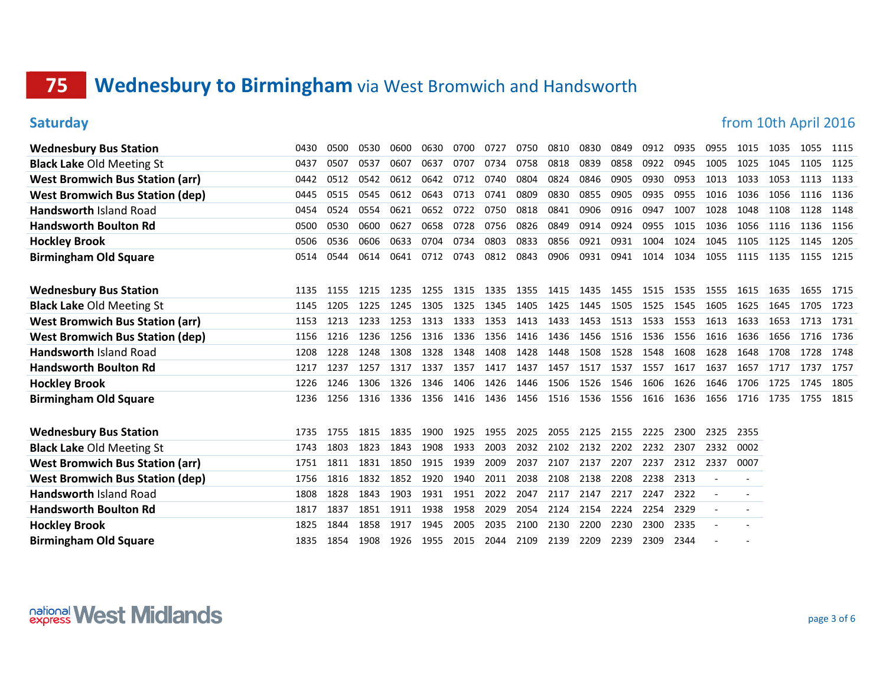# 75 Wednesbury to Birmingham via West Bromwich and Handsworth

## Saturday

from 10th April 2016

| | | | | | | | | | | | | | | | | | | |
|---|---|---|---|---|---|---|---|---|---|---|---|---|---|---|---|---|---|---|
| **Wednesbury Bus Station** | 0430 | 0500 | 0530 | 0600 | 0630 | 0700 | 0727 | 0750 | 0810 | 0830 | 0849 | 0912 | 0935 | 0955 | 1015 | 1035 | 1055 | 1115 |
| **Black Lake** Old Meeting St | 0437 | 0507 | 0537 | 0607 | 0637 | 0707 | 0734 | 0758 | 0818 | 0839 | 0858 | 0922 | 0945 | 1005 | 1025 | 1045 | 1105 | 1125 |
| **West Bromwich Bus Station (arr)** | 0442 | 0512 | 0542 | 0612 | 0642 | 0712 | 0740 | 0804 | 0824 | 0846 | 0905 | 0930 | 0953 | 1013 | 1033 | 1053 | 1113 | 1133 |
| **West Bromwich Bus Station (dep)** | 0445 | 0515 | 0545 | 0612 | 0643 | 0713 | 0741 | 0809 | 0830 | 0855 | 0905 | 0935 | 0955 | 1016 | 1036 | 1056 | 1116 | 1136 |
| **Handsworth** Island Road | 0454 | 0524 | 0554 | 0621 | 0652 | 0722 | 0750 | 0818 | 0841 | 0906 | 0916 | 0947 | 1007 | 1028 | 1048 | 1108 | 1128 | 1148 |
| **Handsworth Boulton Rd** | 0500 | 0530 | 0600 | 0627 | 0658 | 0728 | 0756 | 0826 | 0849 | 0914 | 0924 | 0955 | 1015 | 1036 | 1056 | 1116 | 1136 | 1156 |
| **Hockley Brook** | 0506 | 0536 | 0606 | 0633 | 0704 | 0734 | 0803 | 0833 | 0856 | 0921 | 0931 | 1004 | 1024 | 1045 | 1105 | 1125 | 1145 | 1205 |
| **Birmingham Old Square** | 0514 | 0544 | 0614 | 0641 | 0712 | 0743 | 0812 | 0843 | 0906 | 0931 | 0941 | 1014 | 1034 | 1055 | 1115 | 1135 | 1155 | 1215 |

| | | | | | | | | | | | | | | | | | | |
|---|---|---|---|---|---|---|---|---|---|---|---|---|---|---|---|---|---|---|
| **Wednesbury Bus Station** | 1135 | 1155 | 1215 | 1235 | 1255 | 1315 | 1335 | 1355 | 1415 | 1435 | 1455 | 1515 | 1535 | 1555 | 1615 | 1635 | 1655 | 1715 |
| **Black Lake** Old Meeting St | 1145 | 1205 | 1225 | 1245 | 1305 | 1325 | 1345 | 1405 | 1425 | 1445 | 1505 | 1525 | 1545 | 1605 | 1625 | 1645 | 1705 | 1723 |
| **West Bromwich Bus Station (arr)** | 1153 | 1213 | 1233 | 1253 | 1313 | 1333 | 1353 | 1413 | 1433 | 1453 | 1513 | 1533 | 1553 | 1613 | 1633 | 1653 | 1713 | 1731 |
| **West Bromwich Bus Station (dep)** | 1156 | 1216 | 1236 | 1256 | 1316 | 1336 | 1356 | 1416 | 1436 | 1456 | 1516 | 1536 | 1556 | 1616 | 1636 | 1656 | 1716 | 1736 |
| **Handsworth** Island Road | 1208 | 1228 | 1248 | 1308 | 1328 | 1348 | 1408 | 1428 | 1448 | 1508 | 1528 | 1548 | 1608 | 1628 | 1648 | 1708 | 1728 | 1748 |
| **Handsworth Boulton Rd** | 1217 | 1237 | 1257 | 1317 | 1337 | 1357 | 1417 | 1437 | 1457 | 1517 | 1537 | 1557 | 1617 | 1637 | 1657 | 1717 | 1737 | 1757 |
| **Hockley Brook** | 1226 | 1246 | 1306 | 1326 | 1346 | 1406 | 1426 | 1446 | 1506 | 1526 | 1546 | 1606 | 1626 | 1646 | 1706 | 1725 | 1745 | 1805 |
| **Birmingham Old Square** | 1236 | 1256 | 1316 | 1336 | 1356 | 1416 | 1436 | 1456 | 1516 | 1536 | 1556 | 1616 | 1636 | 1656 | 1716 | 1735 | 1755 | 1815 |

| | | | | | | | | | | | | | | | |
|---|---|---|---|---|---|---|---|---|---|---|---|---|---|---|---|
| **Wednesbury Bus Station** | 1735 | 1755 | 1815 | 1835 | 1900 | 1925 | 1955 | 2025 | 2055 | 2125 | 2155 | 2225 | 2300 | 2325 | 2355 |
| **Black Lake** Old Meeting St | 1743 | 1803 | 1823 | 1843 | 1908 | 1933 | 2003 | 2032 | 2102 | 2132 | 2202 | 2232 | 2307 | 2332 | 0002 |
| **West Bromwich Bus Station (arr)** | 1751 | 1811 | 1831 | 1850 | 1915 | 1939 | 2009 | 2037 | 2107 | 2137 | 2207 | 2237 | 2312 | 2337 | 0007 |
| **West Bromwich Bus Station (dep)** | 1756 | 1816 | 1832 | 1852 | 1920 | 1940 | 2011 | 2038 | 2108 | 2138 | 2208 | 2238 | 2313 | - | - |
| **Handsworth** Island Road | 1808 | 1828 | 1843 | 1903 | 1931 | 1951 | 2022 | 2047 | 2117 | 2147 | 2217 | 2247 | 2322 | - | - |
| **Handsworth Boulton Rd** | 1817 | 1837 | 1851 | 1911 | 1938 | 1958 | 2029 | 2054 | 2124 | 2154 | 2224 | 2254 | 2329 | - | - |
| **Hockley Brook** | 1825 | 1844 | 1858 | 1917 | 1945 | 2005 | 2035 | 2100 | 2130 | 2200 | 2230 | 2300 | 2335 | - | - |
| **Birmingham Old Square** | 1835 | 1854 | 1908 | 1926 | 1955 | 2015 | 2044 | 2109 | 2139 | 2209 | 2239 | 2309 | 2344 | - | - |

national express West Midlands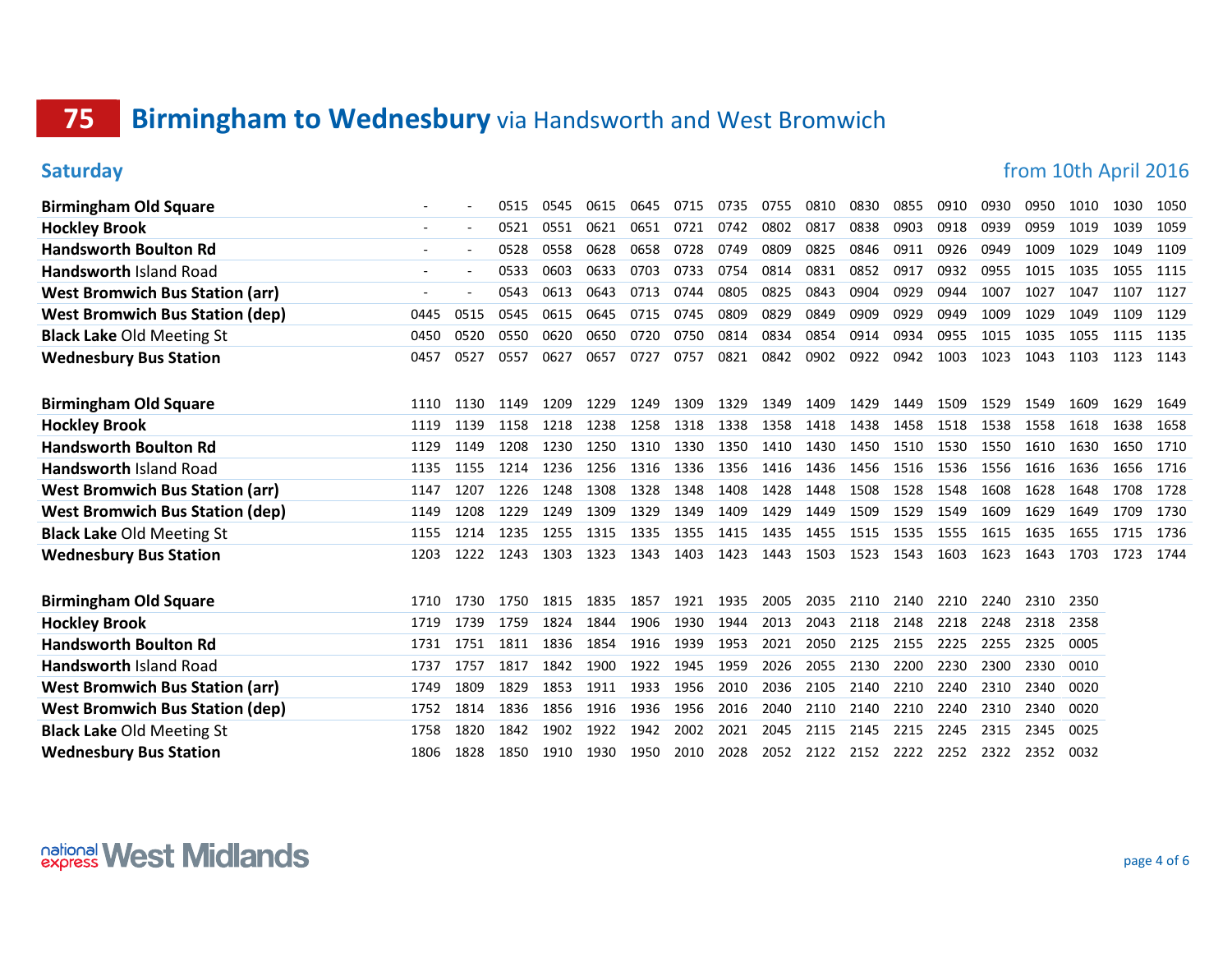# 75 Birmingham to Wednesbury via Handsworth and West Bromwich

## Saturday

from 10th April 2016

| | | | | | | | | | | | | | | | | | | |
|---|---|---|---|---|---|---|---|---|---|---|---|---|---|---|---|---|---|---|
| **Birmingham Old Square** | - | - | 0515 | 0545 | 0615 | 0645 | 0715 | 0735 | 0755 | 0810 | 0830 | 0855 | 0910 | 0930 | 0950 | 1010 | 1030 | 1050 |
| **Hockley Brook** | - | - | 0521 | 0551 | 0621 | 0651 | 0721 | 0742 | 0802 | 0817 | 0838 | 0903 | 0918 | 0939 | 0959 | 1019 | 1039 | 1059 |
| **Handsworth Boulton Rd** | - | - | 0528 | 0558 | 0628 | 0658 | 0728 | 0749 | 0809 | 0825 | 0846 | 0911 | 0926 | 0949 | 1009 | 1029 | 1049 | 1109 |
| **Handsworth** Island Road | - | - | 0533 | 0603 | 0633 | 0703 | 0733 | 0754 | 0814 | 0831 | 0852 | 0917 | 0932 | 0955 | 1015 | 1035 | 1055 | 1115 |
| **West Bromwich Bus Station (arr)** | - | - | 0543 | 0613 | 0643 | 0713 | 0744 | 0805 | 0825 | 0843 | 0904 | 0929 | 0944 | 1007 | 1027 | 1047 | 1107 | 1127 |
| **West Bromwich Bus Station (dep)** | 0445 | 0515 | 0545 | 0615 | 0645 | 0715 | 0745 | 0809 | 0829 | 0849 | 0909 | 0929 | 0949 | 1009 | 1029 | 1049 | 1109 | 1129 |
| **Black Lake** Old Meeting St | 0450 | 0520 | 0550 | 0620 | 0650 | 0720 | 0750 | 0814 | 0834 | 0854 | 0914 | 0934 | 0955 | 1015 | 1035 | 1055 | 1115 | 1135 |
| **Wednesbury Bus Station** | 0457 | 0527 | 0557 | 0627 | 0657 | 0727 | 0757 | 0821 | 0842 | 0902 | 0922 | 0942 | 1003 | 1023 | 1043 | 1103 | 1123 | 1143 |

| | | | | | | | | | | | | | | | | | | |
|---|---|---|---|---|---|---|---|---|---|---|---|---|---|---|---|---|---|---|
| **Birmingham Old Square** | 1110 | 1130 | 1149 | 1209 | 1229 | 1249 | 1309 | 1329 | 1349 | 1409 | 1429 | 1449 | 1509 | 1529 | 1549 | 1609 | 1629 | 1649 |
| **Hockley Brook** | 1119 | 1139 | 1158 | 1218 | 1238 | 1258 | 1318 | 1338 | 1358 | 1418 | 1438 | 1458 | 1518 | 1538 | 1558 | 1618 | 1638 | 1658 |
| **Handsworth Boulton Rd** | 1129 | 1149 | 1208 | 1230 | 1250 | 1310 | 1330 | 1350 | 1410 | 1430 | 1450 | 1510 | 1530 | 1550 | 1610 | 1630 | 1650 | 1710 |
| **Handsworth** Island Road | 1135 | 1155 | 1214 | 1236 | 1256 | 1316 | 1336 | 1356 | 1416 | 1436 | 1456 | 1516 | 1536 | 1556 | 1616 | 1636 | 1656 | 1716 |
| **West Bromwich Bus Station (arr)** | 1147 | 1207 | 1226 | 1248 | 1308 | 1328 | 1348 | 1408 | 1428 | 1448 | 1508 | 1528 | 1548 | 1608 | 1628 | 1648 | 1708 | 1728 |
| **West Bromwich Bus Station (dep)** | 1149 | 1208 | 1229 | 1249 | 1309 | 1329 | 1349 | 1409 | 1429 | 1449 | 1509 | 1529 | 1549 | 1609 | 1629 | 1649 | 1709 | 1730 |
| **Black Lake** Old Meeting St | 1155 | 1214 | 1235 | 1255 | 1315 | 1335 | 1355 | 1415 | 1435 | 1455 | 1515 | 1535 | 1555 | 1615 | 1635 | 1655 | 1715 | 1736 |
| **Wednesbury Bus Station** | 1203 | 1222 | 1243 | 1303 | 1323 | 1343 | 1403 | 1423 | 1443 | 1503 | 1523 | 1543 | 1603 | 1623 | 1643 | 1703 | 1723 | 1744 |

| | | | | | | | | | | | | | | | | |
|---|---|---|---|---|---|---|---|---|---|---|---|---|---|---|---|---|
| **Birmingham Old Square** | 1710 | 1730 | 1750 | 1815 | 1835 | 1857 | 1921 | 1935 | 2005 | 2035 | 2110 | 2140 | 2210 | 2240 | 2310 | 2350 |
| **Hockley Brook** | 1719 | 1739 | 1759 | 1824 | 1844 | 1906 | 1930 | 1944 | 2013 | 2043 | 2118 | 2148 | 2218 | 2248 | 2318 | 2358 |
| **Handsworth Boulton Rd** | 1731 | 1751 | 1811 | 1836 | 1854 | 1916 | 1939 | 1953 | 2021 | 2050 | 2125 | 2155 | 2225 | 2255 | 2325 | 0005 |
| **Handsworth** Island Road | 1737 | 1757 | 1817 | 1842 | 1900 | 1922 | 1945 | 1959 | 2026 | 2055 | 2130 | 2200 | 2230 | 2300 | 2330 | 0010 |
| **West Bromwich Bus Station (arr)** | 1749 | 1809 | 1829 | 1853 | 1911 | 1933 | 1956 | 2010 | 2036 | 2105 | 2140 | 2210 | 2240 | 2310 | 2340 | 0020 |
| **West Bromwich Bus Station (dep)** | 1752 | 1814 | 1836 | 1856 | 1916 | 1936 | 1956 | 2016 | 2040 | 2110 | 2140 | 2210 | 2240 | 2310 | 2340 | 0020 |
| **Black Lake** Old Meeting St | 1758 | 1820 | 1842 | 1902 | 1922 | 1942 | 2002 | 2021 | 2045 | 2115 | 2145 | 2215 | 2245 | 2315 | 2345 | 0025 |
| **Wednesbury Bus Station** | 1806 | 1828 | 1850 | 1910 | 1930 | 1950 | 2010 | 2028 | 2052 | 2122 | 2152 | 2222 | 2252 | 2322 | 2352 | 0032 |

national express West Midlands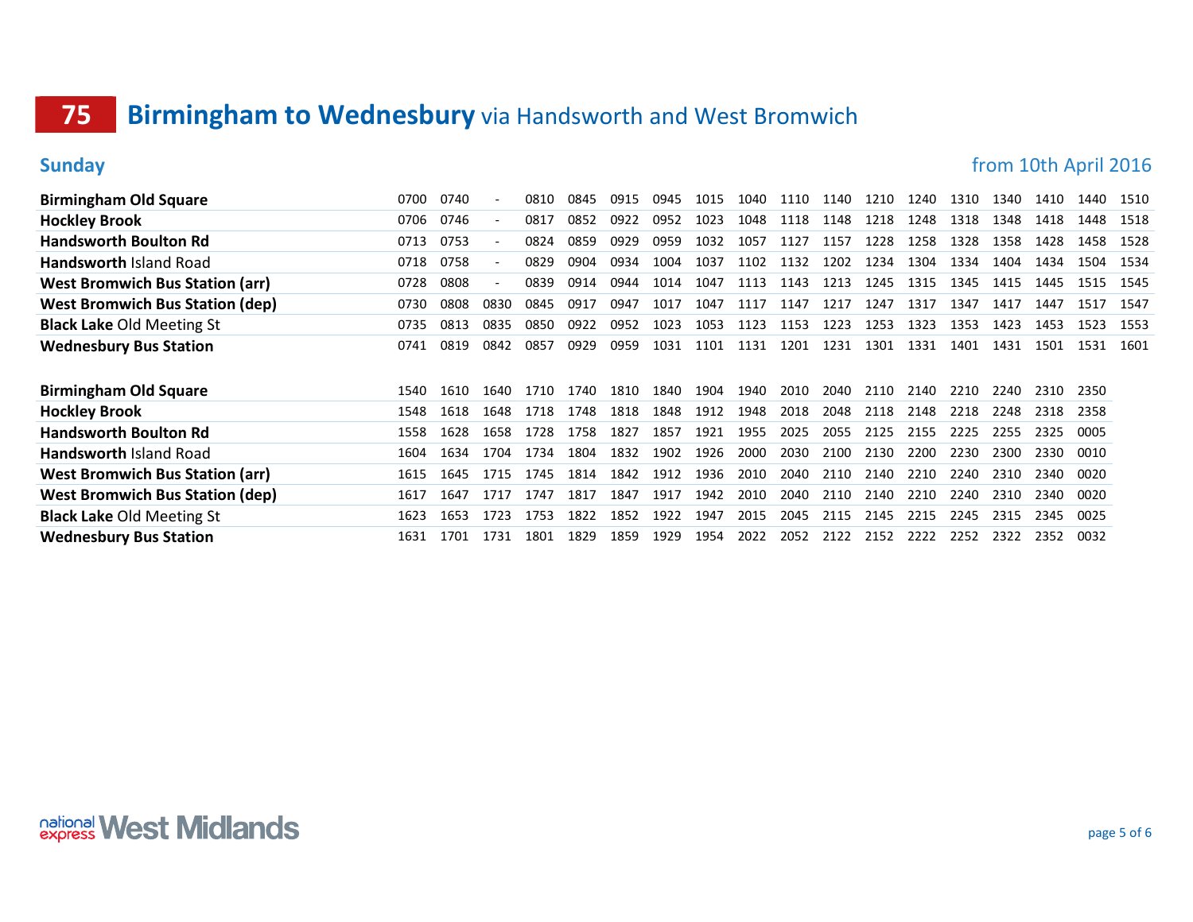# 75 Birmingham to Wednesbury via Handsworth and West Bromwich

## Sunday

from 10th April 2016

| | | | | | | | | | | | | | | | | | | |
|---|---|---|---|---|---|---|---|---|---|---|---|---|---|---|---|---|---|---|
| **Birmingham Old Square** | 0700 | 0740 | - | 0810 | 0845 | 0915 | 0945 | 1015 | 1040 | 1110 | 1140 | 1210 | 1240 | 1310 | 1340 | 1410 | 1440 | 1510 |
| **Hockley Brook** | 0706 | 0746 | - | 0817 | 0852 | 0922 | 0952 | 1023 | 1048 | 1118 | 1148 | 1218 | 1248 | 1318 | 1348 | 1418 | 1448 | 1518 |
| **Handsworth Boulton Rd** | 0713 | 0753 | - | 0824 | 0859 | 0929 | 0959 | 1032 | 1057 | 1127 | 1157 | 1228 | 1258 | 1328 | 1358 | 1428 | 1458 | 1528 |
| **Handsworth** Island Road | 0718 | 0758 | - | 0829 | 0904 | 0934 | 1004 | 1037 | 1102 | 1132 | 1202 | 1234 | 1304 | 1334 | 1404 | 1434 | 1504 | 1534 |
| **West Bromwich Bus Station (arr)** | 0728 | 0808 | - | 0839 | 0914 | 0944 | 1014 | 1047 | 1113 | 1143 | 1213 | 1245 | 1315 | 1345 | 1415 | 1445 | 1515 | 1545 |
| **West Bromwich Bus Station (dep)** | 0730 | 0808 | 0830 | 0845 | 0917 | 0947 | 1017 | 1047 | 1117 | 1147 | 1217 | 1247 | 1317 | 1347 | 1417 | 1447 | 1517 | 1547 |
| **Black Lake** Old Meeting St | 0735 | 0813 | 0835 | 0850 | 0922 | 0952 | 1023 | 1053 | 1123 | 1153 | 1223 | 1253 | 1323 | 1353 | 1423 | 1453 | 1523 | 1553 |
| **Wednesbury Bus Station** | 0741 | 0819 | 0842 | 0857 | 0929 | 0959 | 1031 | 1101 | 1131 | 1201 | 1231 | 1301 | 1331 | 1401 | 1431 | 1501 | 1531 | 1601 |

| | | | | | | | | | | | | | | | | | |
|---|---|---|---|---|---|---|---|---|---|---|---|---|---|---|---|---|---|
| **Birmingham Old Square** | 1540 | 1610 | 1640 | 1710 | 1740 | 1810 | 1840 | 1904 | 1940 | 2010 | 2040 | 2110 | 2140 | 2210 | 2240 | 2310 | 2350 |
| **Hockley Brook** | 1548 | 1618 | 1648 | 1718 | 1748 | 1818 | 1848 | 1912 | 1948 | 2018 | 2048 | 2118 | 2148 | 2218 | 2248 | 2318 | 2358 |
| **Handsworth Boulton Rd** | 1558 | 1628 | 1658 | 1728 | 1758 | 1827 | 1857 | 1921 | 1955 | 2025 | 2055 | 2125 | 2155 | 2225 | 2255 | 2325 | 0005 |
| **Handsworth** Island Road | 1604 | 1634 | 1704 | 1734 | 1804 | 1832 | 1902 | 1926 | 2000 | 2030 | 2100 | 2130 | 2200 | 2230 | 2300 | 2330 | 0010 |
| **West Bromwich Bus Station (arr)** | 1615 | 1645 | 1715 | 1745 | 1814 | 1842 | 1912 | 1936 | 2010 | 2040 | 2110 | 2140 | 2210 | 2240 | 2310 | 2340 | 0020 |
| **West Bromwich Bus Station (dep)** | 1617 | 1647 | 1717 | 1747 | 1817 | 1847 | 1917 | 1942 | 2010 | 2040 | 2110 | 2140 | 2210 | 2240 | 2310 | 2340 | 0020 |
| **Black Lake** Old Meeting St | 1623 | 1653 | 1723 | 1753 | 1822 | 1852 | 1922 | 1947 | 2015 | 2045 | 2115 | 2145 | 2215 | 2245 | 2315 | 2345 | 0025 |
| **Wednesbury Bus Station** | 1631 | 1701 | 1731 | 1801 | 1829 | 1859 | 1929 | 1954 | 2022 | 2052 | 2122 | 2152 | 2222 | 2252 | 2322 | 2352 | 0032 |

national express West Midlands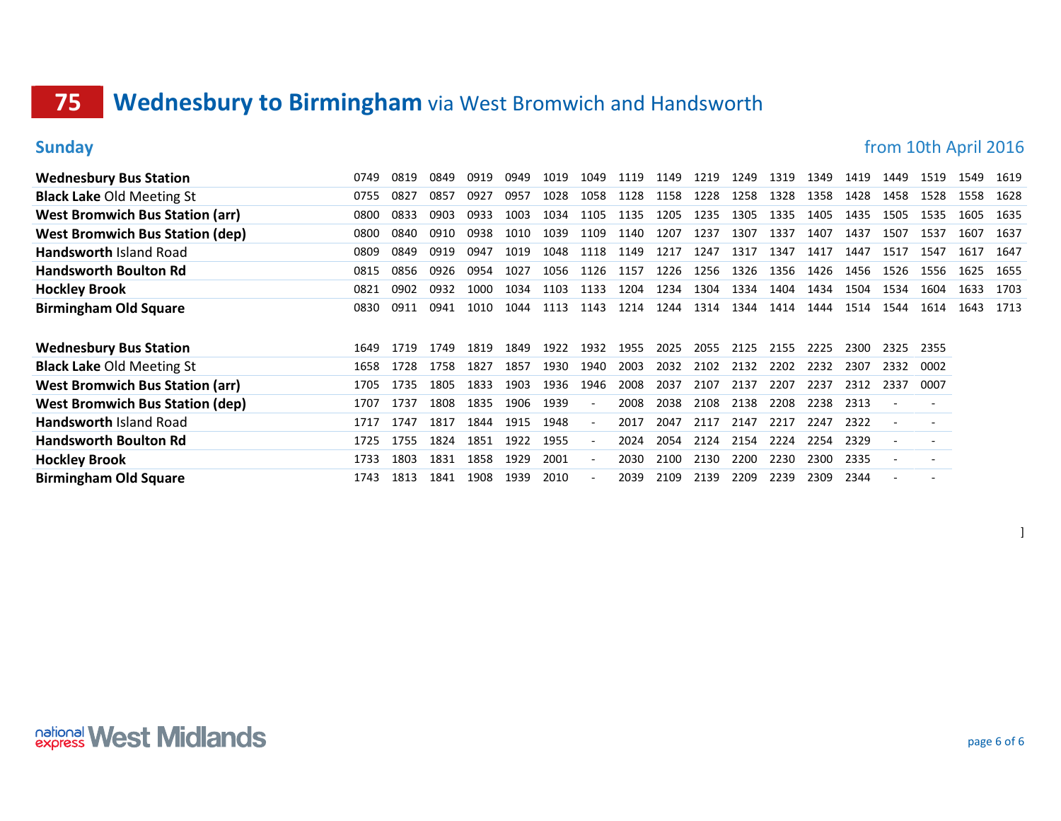# 75 Wednesbury to Birmingham via West Bromwich and Handsworth

## Sunday

from 10th April 2016

| | | | | | | | | | | | | | | | | | | |
|---|---|---|---|---|---|---|---|---|---|---|---|---|---|---|---|---|---|---|
| **Wednesbury Bus Station** | 0749 | 0819 | 0849 | 0919 | 0949 | 1019 | 1049 | 1119 | 1149 | 1219 | 1249 | 1319 | 1349 | 1419 | 1449 | 1519 | 1549 | 1619 |
| **Black Lake** Old Meeting St | 0755 | 0827 | 0857 | 0927 | 0957 | 1028 | 1058 | 1128 | 1158 | 1228 | 1258 | 1328 | 1358 | 1428 | 1458 | 1528 | 1558 | 1628 |
| **West Bromwich Bus Station (arr)** | 0800 | 0833 | 0903 | 0933 | 1003 | 1034 | 1105 | 1135 | 1205 | 1235 | 1305 | 1335 | 1405 | 1435 | 1505 | 1535 | 1605 | 1635 |
| **West Bromwich Bus Station (dep)** | 0800 | 0840 | 0910 | 0938 | 1010 | 1039 | 1109 | 1140 | 1207 | 1237 | 1307 | 1337 | 1407 | 1437 | 1507 | 1537 | 1607 | 1637 |
| **Handsworth** Island Road | 0809 | 0849 | 0919 | 0947 | 1019 | 1048 | 1118 | 1149 | 1217 | 1247 | 1317 | 1347 | 1417 | 1447 | 1517 | 1547 | 1617 | 1647 |
| **Handsworth Boulton Rd** | 0815 | 0856 | 0926 | 0954 | 1027 | 1056 | 1126 | 1157 | 1226 | 1256 | 1326 | 1356 | 1426 | 1456 | 1526 | 1556 | 1625 | 1655 |
| **Hockley Brook** | 0821 | 0902 | 0932 | 1000 | 1034 | 1103 | 1133 | 1204 | 1234 | 1304 | 1334 | 1404 | 1434 | 1504 | 1534 | 1604 | 1633 | 1703 |
| **Birmingham Old Square** | 0830 | 0911 | 0941 | 1010 | 1044 | 1113 | 1143 | 1214 | 1244 | 1314 | 1344 | 1414 | 1444 | 1514 | 1544 | 1614 | 1643 | 1713 |

| | | | | | | | | | | | | | | | | |
|---|---|---|---|---|---|---|---|---|---|---|---|---|---|---|---|---|
| **Wednesbury Bus Station** | 1649 | 1719 | 1749 | 1819 | 1849 | 1922 | 1932 | 1955 | 2025 | 2055 | 2125 | 2155 | 2225 | 2300 | 2325 | 2355 |
| **Black Lake** Old Meeting St | 1658 | 1728 | 1758 | 1827 | 1857 | 1930 | 1940 | 2003 | 2032 | 2102 | 2132 | 2202 | 2232 | 2307 | 2332 | 0002 |
| **West Bromwich Bus Station (arr)** | 1705 | 1735 | 1805 | 1833 | 1903 | 1936 | 1946 | 2008 | 2037 | 2107 | 2137 | 2207 | 2237 | 2312 | 2337 | 0007 |
| **West Bromwich Bus Station (dep)** | 1707 | 1737 | 1808 | 1835 | 1906 | 1939 | - | 2008 | 2038 | 2108 | 2138 | 2208 | 2238 | 2313 | - | - |
| **Handsworth** Island Road | 1717 | 1747 | 1817 | 1844 | 1915 | 1948 | - | 2017 | 2047 | 2117 | 2147 | 2217 | 2247 | 2322 | - | - |
| **Handsworth Boulton Rd** | 1725 | 1755 | 1824 | 1851 | 1922 | 1955 | - | 2024 | 2054 | 2124 | 2154 | 2224 | 2254 | 2329 | - | - |
| **Hockley Brook** | 1733 | 1803 | 1831 | 1858 | 1929 | 2001 | - | 2030 | 2100 | 2130 | 2200 | 2230 | 2300 | 2335 | - | - |
| **Birmingham Old Square** | 1743 | 1813 | 1841 | 1908 | 1939 | 2010 | - | 2039 | 2109 | 2139 | 2209 | 2239 | 2309 | 2344 | - | - |

]

national express West Midlands